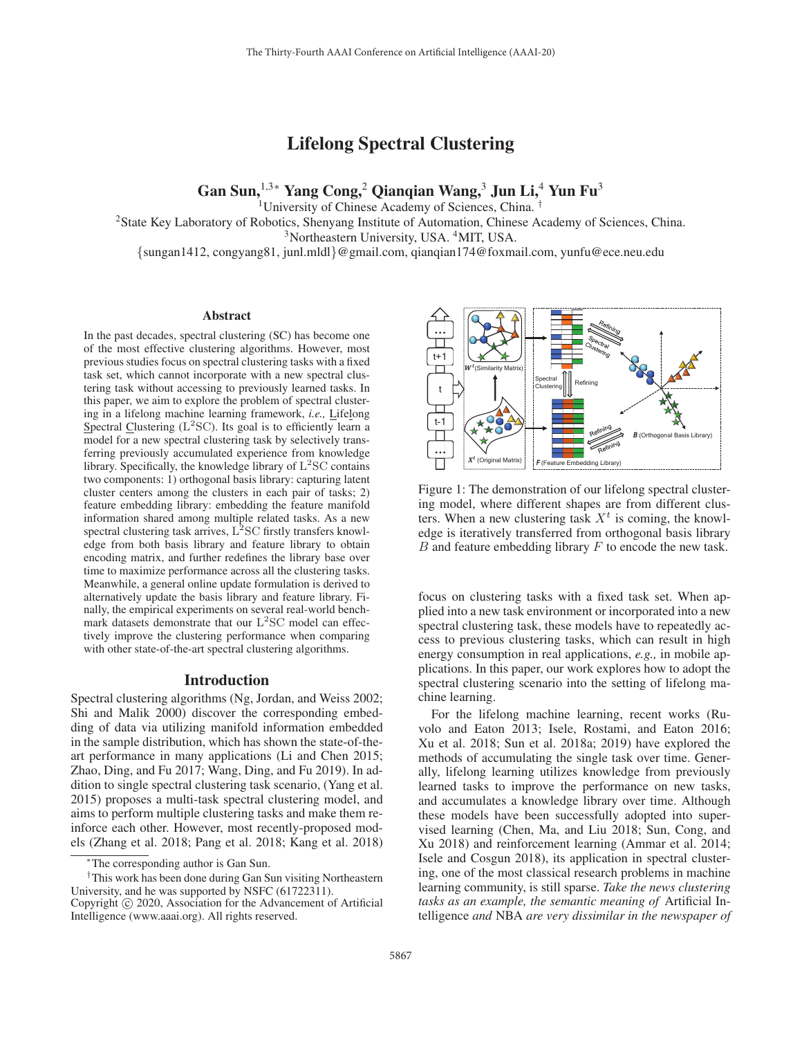# Lifelong Spectral Clustering

**Gan Sun,[1,3*] Yang Cong,[2] Qianqian Wang,[3] Jun Li,[4] Yun Fu[3]**

[1]University of Chinese Academy of Sciences, China. [†]

[2]State Key Laboratory of Robotics, Shenyang Institute of Automation, Chinese Academy of Sciences, China.

[3]Northeastern University, USA. [4]MIT, USA.

{sungan1412, congyang81, junl.mldl}@gmail.com, qianqian174@foxmail.com, yunfu@ece.neu.edu

## Abstract

In the past decades, spectral clustering (SC) has become one of the most effective clustering algorithms. However, most previous studies focus on spectral clustering tasks with a fixed task set, which cannot incorporate with a new spectral clustering task without accessing to previously learned tasks. In this paper, we aim to explore the problem of spectral clustering in a lifelong machine learning framework, *i.e.,* Lifelong Spectral Clustering (L$^2$SC). Its goal is to efficiently learn a model for a new spectral clustering task by selectively transferring previously accumulated experience from knowledge library. Specifically, the knowledge library of L$^2$SC contains two components: 1) orthogonal basis library: capturing latent cluster centers among the clusters in each pair of tasks; 2) feature embedding library: embedding the feature manifold information shared among multiple related tasks. As a new spectral clustering task arrives, L$^2$SC firstly transfers knowledge from both basis library and feature library to obtain encoding matrix, and further redefines the library base over time to maximize performance across all the clustering tasks. Meanwhile, a general online update formulation is derived to alternatively update the basis library and feature library. Finally, the empirical experiments on several real-world benchmark datasets demonstrate that our L$^2$SC model can effectively improve the clustering performance when comparing with other state-of-the-art spectral clustering algorithms.

Figure 1: The demonstration of our lifelong spectral clustering model, where different shapes are from different clusters. When a new clustering task $X^t$ is coming, the knowledge is iteratively transferred from orthogonal basis library $B$ and feature embedding library $F$ to encode the new task.

## Introduction

Spectral clustering algorithms (Ng, Jordan, and Weiss 2002; Shi and Malik 2000) discover the corresponding embedding of data via utilizing manifold information embedded in the sample distribution, which has shown the state-of-the-art performance in many applications (Li and Chen 2015; Zhao, Ding, and Fu 2017; Wang, Ding, and Fu 2019). In addition to single spectral clustering task scenario, (Yang et al. 2015) proposes a multi-task spectral clustering model, and aims to perform multiple clustering tasks and make them reinforce each other. However, most recently-proposed models (Zhang et al. 2018; Pang et al. 2018; Kang et al. 2018) focus on clustering tasks with a fixed task set. When applied into a new task environment or incorporated into a new spectral clustering task, these models have to repeatedly access to previous clustering tasks, which can result in high energy consumption in real applications, *e.g.,* in mobile applications. In this paper, our work explores how to adopt the spectral clustering scenario into the setting of lifelong machine learning.

For the lifelong machine learning, recent works (Ruvolo and Eaton 2013; Isele, Rostami, and Eaton 2016; Xu et al. 2018; Sun et al. 2018a; 2019) have explored the methods of accumulating the single task over time. Generally, lifelong learning utilizes knowledge from previously learned tasks to improve the performance on new tasks, and accumulates a knowledge library over time. Although these models have been successfully adopted into supervised learning (Chen, Ma, and Liu 2018; Sun, Cong, and Xu 2018) and reinforcement learning (Ammar et al. 2014; Isele and Cosgun 2018), its application in spectral clustering, one of the most classical research problems in machine learning community, is still sparse. *Take the news clustering tasks as an example, the semantic meaning of* Artificial Intelligence *and* NBA *are very dissimilar in the newspaper of*

---

*The corresponding author is Gan Sun.

†This work has been done during Gan Sun visiting Northeastern University, and he was supported by NSFC (61722311).

Copyright © 2020, Association for the Advancement of Artificial Intelligence (www.aaai.org). All rights reserved.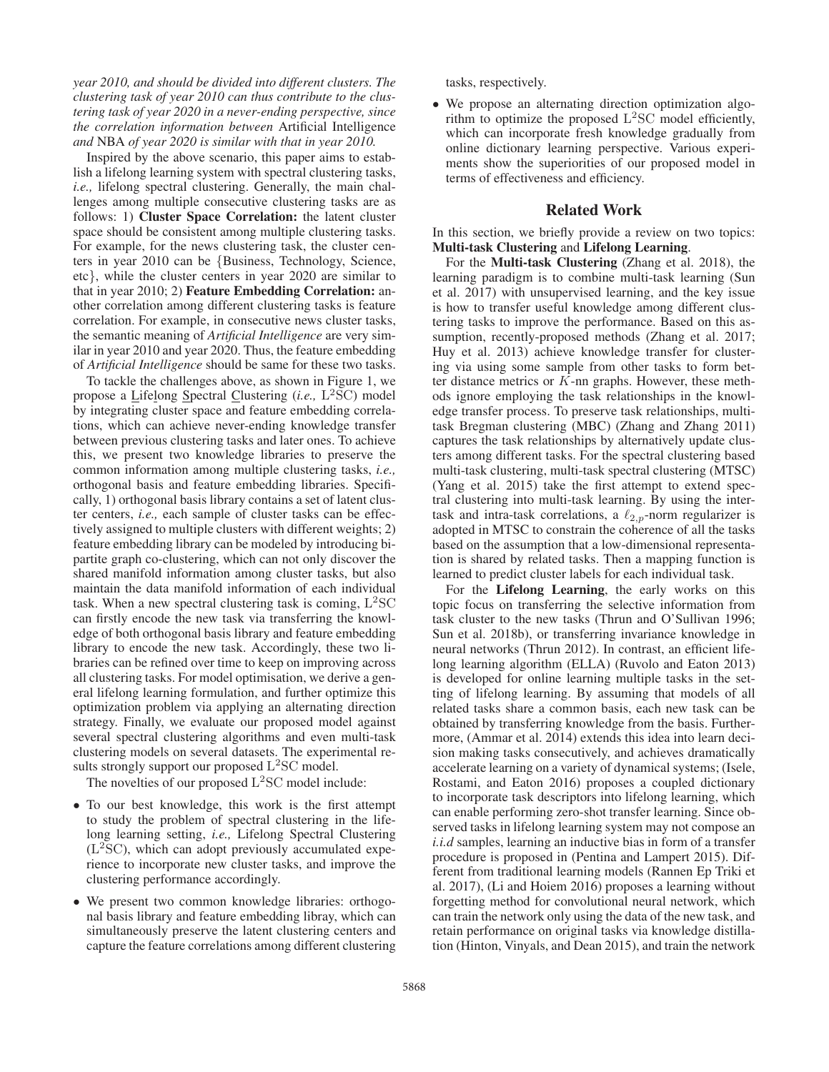*year 2010, and should be divided into different clusters. The clustering task of year 2010 can thus contribute to the clustering task of year 2020 in a never-ending perspective, since the correlation information between* Artificial Intelligence *and* NBA *of year 2020 is similar with that in year 2010.*

Inspired by the above scenario, this paper aims to establish a lifelong learning system with spectral clustering tasks, *i.e.,* lifelong spectral clustering. Generally, the main challenges among multiple consecutive clustering tasks are as follows: 1) **Cluster Space Correlation:** the latent cluster space should be consistent among multiple clustering tasks. For example, for the news clustering task, the cluster centers in year 2010 can be {Business, Technology, Science, etc}, while the cluster centers in year 2020 are similar to that in year 2010; 2) **Feature Embedding Correlation:** another correlation among different clustering tasks is feature correlation. For example, in consecutive news cluster tasks, the semantic meaning of *Artificial Intelligence* are very similar in year 2010 and year 2020. Thus, the feature embedding of *Artificial Intelligence* should be same for these two tasks.

To tackle the challenges above, as shown in Figure 1, we propose a Lifelong Spectral Clustering (*i.e.,* L$^2$SC) model by integrating cluster space and feature embedding correlations, which can achieve never-ending knowledge transfer between previous clustering tasks and later ones. To achieve this, we present two knowledge libraries to preserve the common information among multiple clustering tasks, *i.e.,* orthogonal basis and feature embedding libraries. Specifically, 1) orthogonal basis library contains a set of latent cluster centers, *i.e.,* each sample of cluster tasks can be effectively assigned to multiple clusters with different weights; 2) feature embedding library can be modeled by introducing bipartite graph co-clustering, which can not only discover the shared manifold information among cluster tasks, but also maintain the data manifold information of each individual task. When a new spectral clustering task is coming, L$^2$SC can firstly encode the new task via transferring the knowledge of both orthogonal basis library and feature embedding library to encode the new task. Accordingly, these two libraries can be refined over time to keep on improving across all clustering tasks. For model optimisation, we derive a general lifelong learning formulation, and further optimize this optimization problem via applying an alternating direction strategy. Finally, we evaluate our proposed model against several spectral clustering algorithms and even multi-task clustering models on several datasets. The experimental results strongly support our proposed L$^2$SC model.

The novelties of our proposed L$^2$SC model include:

- To our best knowledge, this work is the first attempt to study the problem of spectral clustering in the lifelong learning setting, *i.e.,* Lifelong Spectral Clustering (L$^2$SC), which can adopt previously accumulated experience to incorporate new cluster tasks, and improve the clustering performance accordingly.
- We present two common knowledge libraries: orthogonal basis library and feature embedding libray, which can simultaneously preserve the latent clustering centers and capture the feature correlations among different clustering tasks, respectively.
- We propose an alternating direction optimization algorithm to optimize the proposed L$^2$SC model efficiently, which can incorporate fresh knowledge gradually from online dictionary learning perspective. Various experiments show the superiorities of our proposed model in terms of effectiveness and efficiency.

## Related Work

In this section, we briefly provide a review on two topics: **Multi-task Clustering** and **Lifelong Learning**.

For the **Multi-task Clustering** (Zhang et al. 2018), the learning paradigm is to combine multi-task learning (Sun et al. 2017) with unsupervised learning, and the key issue is how to transfer useful knowledge among different clustering tasks to improve the performance. Based on this assumption, recently-proposed methods (Zhang et al. 2017; Huy et al. 2013) achieve knowledge transfer for clustering via using some sample from other tasks to form better distance metrics or $K$-nn graphs. However, these methods ignore employing the task relationships in the knowledge transfer process. To preserve task relationships, multi-task Bregman clustering (MBC) (Zhang and Zhang 2011) captures the task relationships by alternatively update clusters among different tasks. For the spectral clustering based multi-task clustering, multi-task spectral clustering (MTSC) (Yang et al. 2015) take the first attempt to extend spectral clustering into multi-task learning. By using the inter-task and intra-task correlations, a $\ell_{2,p}$-norm regularizer is adopted in MTSC to constrain the coherence of all the tasks based on the assumption that a low-dimensional representation is shared by related tasks. Then a mapping function is learned to predict cluster labels for each individual task.

For the **Lifelong Learning**, the early works on this topic focus on transferring the selective information from task cluster to the new tasks (Thrun and O'Sullivan 1996; Sun et al. 2018b), or transferring invariance knowledge in neural networks (Thrun 2012). In contrast, an efficient lifelong learning algorithm (ELLA) (Ruvolo and Eaton 2013) is developed for online learning multiple tasks in the setting of lifelong learning. By assuming that models of all related tasks share a common basis, each new task can be obtained by transferring knowledge from the basis. Furthermore, (Ammar et al. 2014) extends this idea into learn decision making tasks consecutively, and achieves dramatically accelerate learning on a variety of dynamical systems; (Isele, Rostami, and Eaton 2016) proposes a coupled dictionary to incorporate task descriptors into lifelong learning, which can enable performing zero-shot transfer learning. Since observed tasks in lifelong learning system may not compose an *i.i.d* samples, learning an inductive bias in form of a transfer procedure is proposed in (Pentina and Lampert 2015). Different from traditional learning models (Rannen Ep Triki et al. 2017), (Li and Hoiem 2016) proposes a learning without forgetting method for convolutional neural network, which can train the network only using the data of the new task, and retain performance on original tasks via knowledge distillation (Hinton, Vinyals, and Dean 2015), and train the network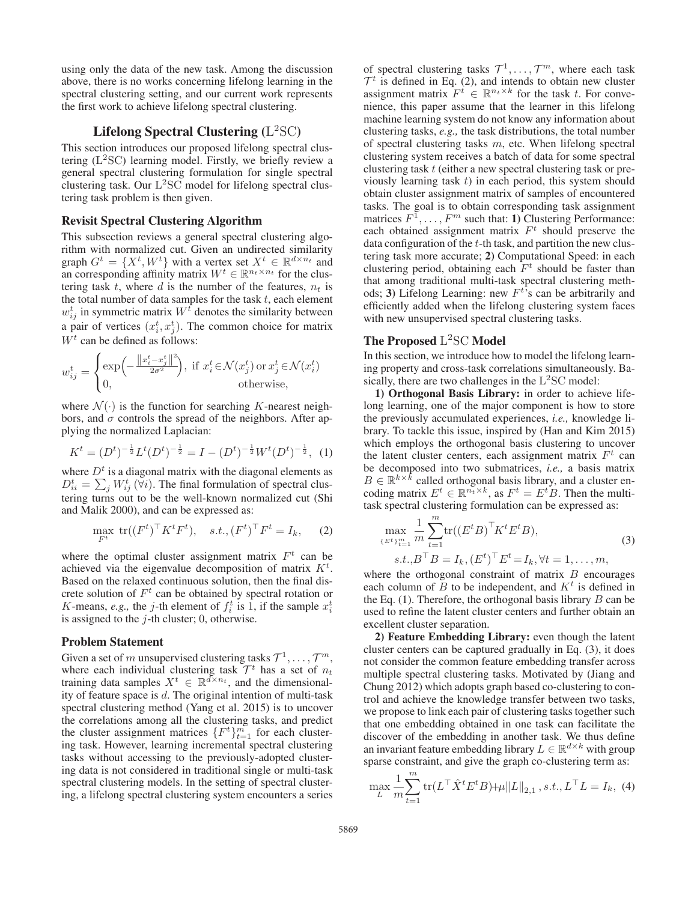using only the data of the new task. Among the discussion above, there is no works concerning lifelong learning in the spectral clustering setting, and our current work represents the first work to achieve lifelong spectral clustering.

## Lifelong Spectral Clustering (L$^2$SC)

This section introduces our proposed lifelong spectral clustering (L$^2$SC) learning model. Firstly, we briefly review a general spectral clustering formulation for single spectral clustering task. Our L$^2$SC model for lifelong spectral clustering task problem is then given.

### Revisit Spectral Clustering Algorithm

This subsection reviews a general spectral clustering algorithm with normalized cut. Given an undirected similarity graph $G^t = \{X^t, W^t\}$ with a vertex set $X^t \in \mathbb{R}^{d \times n_t}$ and an corresponding affinity matrix $W^t \in \mathbb{R}^{n_t \times n_t}$ for the clustering task $t$, where $d$ is the number of the features, $n_t$ is the total number of data samples for the task $t$, each element $w_{ij}^t$ in symmetric matrix $W^t$ denotes the similarity between a pair of vertices $(x_i^t, x_j^t)$. The common choice for matrix $W^t$ can be defined as follows:

$$w_{ij}^t = \begin{cases} \exp\Big(-\frac{\|x_i^t - x_j^t\|^2}{2\sigma^2}\Big), & \text{if } x_i^t \in \mathcal{N}(x_j^t) \text{ or } x_j^t \in \mathcal{N}(x_i^t) \\ 0, & \text{otherwise,} \end{cases}$$

where $\mathcal{N}(\cdot)$ is the function for searching $K$-nearest neighbors, and $\sigma$ controls the spread of the neighbors. After applying the normalized Laplacian:

$$K^t = (D^t)^{-\frac{1}{2}} L^t (D^t)^{-\frac{1}{2}} = I - (D^t)^{-\frac{1}{2}} W^t (D^t)^{-\frac{1}{2}}, \quad (1)$$

where $D^t$ is a diagonal matrix with the diagonal elements as $D_{ii}^t = \sum_j W_{ij}^t \, (\forall i)$. The final formulation of spectral clustering turns out to be the well-known normalized cut (Shi and Malik 2000), and can be expressed as:

$$\max_{F^t} \ \mathrm{tr}((F^t)^\top K^t F^t), \quad s.t., (F^t)^\top F^t = I_k, \quad (2)$$

where the optimal cluster assignment matrix $F^t$ can be achieved via the eigenvalue decomposition of matrix $K^t$. Based on the relaxed continuous solution, then the final discrete solution of $F^t$ can be obtained by spectral rotation or $K$-means, *e.g.,* the $j$-th element of $f_i^t$ is 1, if the sample $x_i^t$ is assigned to the $j$-th cluster; 0, otherwise.

### Problem Statement

Given a set of $m$ unsupervised clustering tasks $\mathcal{T}^1, \ldots, \mathcal{T}^m$, where each individual clustering task $\mathcal{T}^t$ has a set of $n_t$ training data samples $X^t \in \mathbb{R}^{d \times n_t}$, and the dimensionality of feature space is $d$. The original intention of multi-task spectral clustering method (Yang et al. 2015) is to uncover the correlations among all the clustering tasks, and predict the cluster assignment matrices $\{F^t\}_{t=1}^m$ for each clustering task. However, learning incremental spectral clustering tasks without accessing to the previously-adopted clustering data is not considered in traditional single or multi-task spectral clustering models. In the setting of spectral clustering, a lifelong spectral clustering system encounters a series of spectral clustering tasks $\mathcal{T}^1, \ldots, \mathcal{T}^m$, where each task $\mathcal{T}^t$ is defined in Eq. (2), and intends to obtain new cluster assignment matrix $F^t \in \mathbb{R}^{n_t \times k}$ for the task $t$. For convenience, this paper assume that the learner in this lifelong machine learning system do not know any information about clustering tasks, *e.g.,* the task distributions, the total number of spectral clustering tasks $m$, etc. When lifelong spectral clustering system receives a batch of data for some spectral clustering task $t$ (either a new spectral clustering task or previously learning task $t$) in each period, this system should obtain cluster assignment matrix of samples of encountered tasks. The goal is to obtain corresponding task assignment matrices $F^1, \ldots, F^m$ such that: **1)** Clustering Performance: each obtained assignment matrix $F^t$ should preserve the data configuration of the $t$-th task, and partition the new clustering task more accurate; **2)** Computational Speed: in each clustering period, obtaining each $F^t$ should be faster than that among traditional multi-task spectral clustering methods; **3)** Lifelong Learning: new $F^t$'s can be arbitrarily and efficiently added when the lifelong clustering system faces with new unsupervised spectral clustering tasks.

### The Proposed L$^2$SC Model

In this section, we introduce how to model the lifelong learning property and cross-task correlations simultaneously. Basically, there are two challenges in the L$^2$SC model:

**1) Orthogonal Basis Library:** in order to achieve lifelong learning, one of the major component is how to store the previously accumulated experiences, *i.e.,* knowledge library. To tackle this issue, inspired by (Han and Kim 2015) which employs the orthogonal basis clustering to uncover the latent cluster centers, each assignment matrix $F^t$ can be decomposed into two submatrices, *i.e.,* a basis matrix $B \in \mathbb{R}^{k \times k}$ called orthogonal basis library, and a cluster encoding matrix $E^t \in \mathbb{R}^{n_t \times k}$, as $F^t = E^t B$. Then the multi-task spectral clustering formulation can be expressed as:

$$\begin{aligned} &\max_{\{E^t\}_{t=1}^m} \frac{1}{m} \sum_{t=1}^m \mathrm{tr}((E^t B)^\top K^t E^t B), \\ &\quad s.t., B^\top B = I_k, (E^t)^\top E^t = I_k, \forall t = 1, \ldots, m, \end{aligned} \quad (3)$$

where the orthogonal constraint of matrix $B$ encourages each column of $B$ to be independent, and $K^t$ is defined in the Eq. (1). Therefore, the orthogonal basis library $B$ can be used to refine the latent cluster centers and further obtain an excellent cluster separation.

**2) Feature Embedding Library:** even though the latent cluster centers can be captured gradually in Eq. (3), it does not consider the common feature embedding transfer across multiple spectral clustering tasks. Motivated by (Jiang and Chung 2012) which adopts graph based co-clustering to control and achieve the knowledge transfer between two tasks, we propose to link each pair of clustering tasks together such that one embedding obtained in one task can facilitate the discover of the embedding in another task. We thus define an invariant feature embedding library $L \in \mathbb{R}^{d \times k}$ with group sparse constraint, and give the graph co-clustering term as:

$$\max_{L} \frac{1}{m} \sum_{t=1}^m \mathrm{tr}(L^\top \hat{X}^t E^t B) + \mu \|L\|_{2,1}, s.t., L^\top L = I_k, \quad (4)$$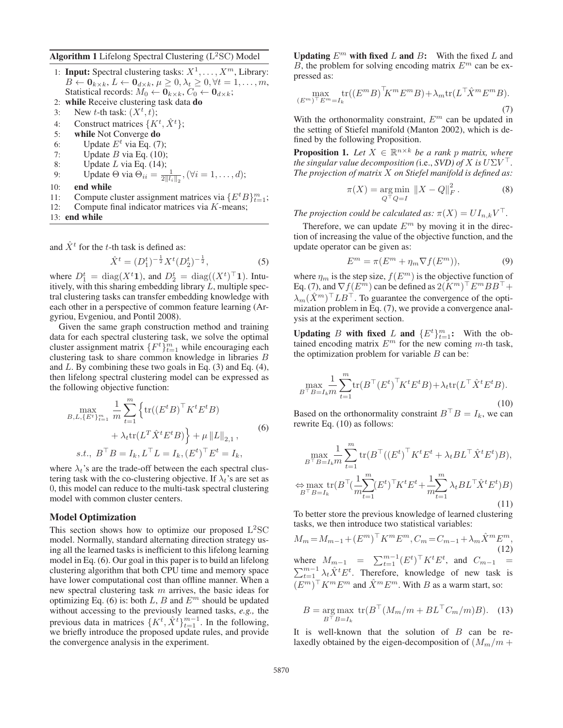**Algorithm 1** Lifelong Spectral Clustering (L$^2$SC) Model

1: **Input:** Spectral clustering tasks: $X^1, \ldots, X^m$, Library: $B \leftarrow \mathbf{0}_{k\times k}$, $L \leftarrow \mathbf{0}_{d\times k}$, $\mu \geq 0, \lambda_t \geq 0, \forall t = 1, \ldots, m$, Statistical records: $M_0 \leftarrow \mathbf{0}_{k\times k}$, $C_0 \leftarrow \mathbf{0}_{d\times k}$;
2: **while** Receive clustering task data **do**
3: New $t$-th task: $(X^t, t)$;
4: Construct matrices $\{K^t, \hat{X}^t\}$;
5: **while** Not Converge **do**
6: Update $E^t$ via Eq. (7);
7: Update $B$ via Eq. (10);
8: Update $L$ via Eq. (14);
9: Update $\Theta$ via $\Theta_{ii} = \frac{1}{2\|l_i\|_2}, (\forall i = 1, \ldots, d)$;
10: **end while**
11: Compute cluster assignment matrices via $\{E^t B\}_{t=1}^m$;
12: Compute final indicator matrices via $K$-means;
13: **end while**

and $\hat{X}^t$ for the $t$-th task is defined as:

$$\hat{X}^t = (D_1^t)^{-\frac{1}{2}} X^t (D_2^t)^{-\frac{1}{2}}, \tag{5}$$

where $D_1^t = \mathrm{diag}(X^t\mathbf{1})$, and $D_2^t = \mathrm{diag}((X^t)^\top\mathbf{1})$. Intuitively, with this sharing embedding library $L$, multiple spectral clustering tasks can transfer embedding knowledge with each other in a perspective of common feature learning (Argyriou, Evgeniou, and Pontil 2008).

Given the same graph construction method and training data for each spectral clustering task, we solve the optimal cluster assignment matrix $\{F^t\}_{t=1}^m$ while encouraging each clustering task to share common knowledge in libraries $B$ and $L$. By combining these two goals in Eq. (3) and Eq. (4), then lifelong spectral clustering model can be expressed as the following objective function:

$$\begin{aligned} \max_{B,L,\{E^t\}_{t=1}^m} \; & \frac{1}{m}\sum_{t=1}^m \Big\{ \mathrm{tr}((E^tB)^\top K^t E^t B) \\ & + \lambda_t \mathrm{tr}(L^T \hat{X}^t E^t B) \Big\} + \mu \|L\|_{2,1}, \\ s.t., \; & B^\top B = I_k, L^\top L = I_k, (E^t)^\top E^t = I_k, \end{aligned} \tag{6}$$

where $\lambda_t$'s are the trade-off between the each spectral clustering task with the co-clustering objective. If $\lambda_t$'s are set as 0, this model can reduce to the multi-task spectral clustering model with common cluster centers.

## Model Optimization

This section shows how to optimize our proposed L$^2$SC model. Normally, standard alternating direction strategy using all the learned tasks is inefficient to this lifelong learning model in Eq. (6). Our goal in this paper is to build an lifelong clustering algorithm that both CPU time and memory space have lower computational cost than offline manner. When a new spectral clustering task $m$ arrives, the basic ideas for optimizing Eq. (6) is: both $L$, $B$ and $E^m$ should be updated without accessing to the previously learned tasks, *e.g.,* the previous data in matrices $\{K^t, \hat{X}^t\}_{t=1}^{m-1}$. In the following, we briefly introduce the proposed update rules, and provide the convergence analysis in the experiment.

**Updating $E^m$ with fixed $L$ and $B$:** With the fixed $L$ and $B$, the problem for solving encoding matrix $E^m$ can be expressed as:

$$\max_{(E^m)^\top E^m = I_k} \mathrm{tr}((E^mB)^\top K^m E^m B) + \lambda_m \mathrm{tr}(L^\top \hat{X}^m E^m B). \tag{7}$$

With the orthonormality constraint, $E^m$ can be updated in the setting of Stiefel manifold (Manton 2002), which is defined by the following Proposition.

**Proposition 1.** *Let $X \in \mathbb{R}^{n\times k}$ be a rank $p$ matrix, where the singular value decomposition (*i.e., *SVD) of $X$ is $U\Sigma V^\top$. The projection of matrix $X$ on Stiefel manifold is defined as:*

$$\pi(X) = \operatorname*{arg\,min}_{Q^\top Q = I} \|X - Q\|_F^2. \tag{8}$$

*The projection could be calculated as: $\pi(X) = UI_{n,k}V^\top$.*

Therefore, we can update $E^m$ by moving it in the direction of increasing the value of the objective function, and the update operator can be given as:

$$E^m = \pi(E^m + \eta_m \nabla f(E^m)), \tag{9}$$

where $\eta_m$ is the step size, $f(E^m)$ is the objective function of Eq. (7), and $\nabla f(E^m)$ can be defined as $2(K^m)^\top E^m BB^\top + \lambda_m (\hat{X}^m)^\top LB^\top$. To guarantee the convergence of the optimization problem in Eq. (7), we provide a convergence analysis at the experiment section.

**Updating $B$ with fixed $L$ and $\{E^t\}_{t=1}^m$:** With the obtained encoding matrix $E^m$ for the new coming $m$-th task, the optimization problem for variable $B$ can be:

$$\max_{B^\top B = I_k} \frac{1}{m}\sum_{t=1}^m \mathrm{tr}(B^\top (E^t)^\top K^t E^t B) + \lambda_t \mathrm{tr}(L^\top \hat{X}^t E^t B). \tag{10}$$

Based on the orthonormality constraint $B^\top B = I_k$, we can rewrite Eq. (10) as follows:

$$\begin{aligned} & \max_{B^\top B = I_k} \frac{1}{m}\sum_{t=1}^m \mathrm{tr}(B^\top ((E^t)^\top K^t E^t + \lambda_t BL^\top \hat{X}^t E^t)B), \\ \Leftrightarrow & \max_{B^\top B = I_k} \mathrm{tr}(B^\top (\frac{1}{m}\sum_{t=1}^m (E^t)^\top K^t E^t + \frac{1}{m}\sum_{t=1}^m \lambda_t BL^\top \hat{X}^t E^t)B) \end{aligned} \tag{11}$$

To better store the previous knowledge of learned clustering tasks, we then introduce two statistical variables:

$$M_m = M_{m-1} + (E^m)^\top K^m E^m, C_m = C_{m-1} + \lambda_m \hat{X}^m E^m, \tag{12}$$

where $M_{m-1} = \sum_{t=1}^{m-1} (E^t)^\top K^t E^t$, and $C_{m-1} = \sum_{t=1}^{m-1} \lambda_t \hat{X}^t E^t$. Therefore, knowledge of new task is $(E^m)^\top K^m E^m$ and $\hat{X}^m E^m$. With $B$ as a warm start, so:

$$B = \operatorname*{arg\,max}_{B^\top B = I_k} \mathrm{tr}(B^\top (M_m/m + BL^\top C_m/m)B). \tag{13}$$

It is well-known that the solution of $B$ can be relaxedly obtained by the eigen-decomposition of $(M_m/m +$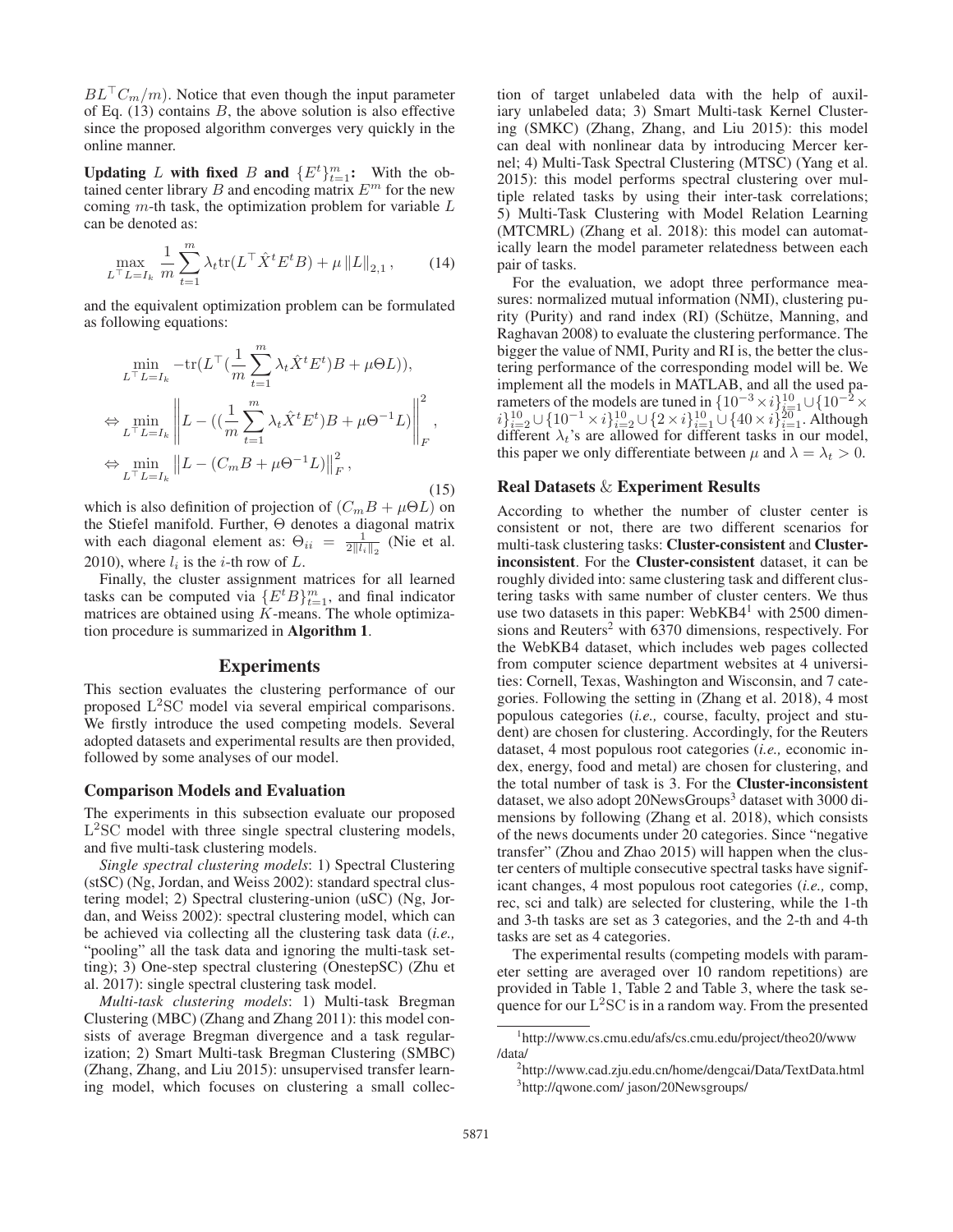$BL^\top C_m/m$). Notice that even though the input parameter of Eq. (13) contains $B$, the above solution is also effective since the proposed algorithm converges very quickly in the online manner.

**Updating $L$ with fixed $B$ and $\{E^t\}_{t=1}^m$:** With the obtained center library $B$ and encoding matrix $E^m$ for the new coming $m$-th task, the optimization problem for variable $L$ can be denoted as:

$$\max_{L^\top L=I_k} \frac{1}{m}\sum_{t=1}^{m} \lambda_t \text{tr}(L^\top \hat{X}^t E^t B) + \mu \|L\|_{2,1}, \qquad (14)$$

and the equivalent optimization problem can be formulated as following equations:

$$\begin{aligned}
&\min_{L^\top L=I_k} -\text{tr}(L^\top(\frac{1}{m}\sum_{t=1}^{m}\lambda_t \hat{X}^t E^t)B + \mu\Theta L)),\\
\Leftrightarrow &\min_{L^\top L=I_k} \left\| L - ((\frac{1}{m}\sum_{t=1}^{m}\lambda_t \hat{X}^t E^t)B + \mu\Theta^{-1}L) \right\|_F^2,\\
\Leftrightarrow &\min_{L^\top L=I_k} \left\| L - (C_m B + \mu\Theta^{-1}L) \right\|_F^2,
\end{aligned} \qquad (15)$$

which is also definition of projection of $(C_m B + \mu\Theta L)$ on the Stiefel manifold. Further, $\Theta$ denotes a diagonal matrix with each diagonal element as: $\Theta_{ii} = \frac{1}{2\|l_i\|_2}$ (Nie et al. 2010), where $l_i$ is the $i$-th row of $L$.

Finally, the cluster assignment matrices for all learned tasks can be computed via $\{E^t B\}_{t=1}^m$, and final indicator matrices are obtained using $K$-means. The whole optimization procedure is summarized in **Algorithm 1**.

## Experiments

This section evaluates the clustering performance of our proposed L$^2$SC model via several empirical comparisons. We firstly introduce the used competing models. Several adopted datasets and experimental results are then provided, followed by some analyses of our model.

### Comparison Models and Evaluation

The experiments in this subsection evaluate our proposed L$^2$SC model with three single spectral clustering models, and five multi-task clustering models.

*Single spectral clustering models*: 1) Spectral Clustering (stSC) (Ng, Jordan, and Weiss 2002): standard spectral clustering model; 2) Spectral clustering-union (uSC) (Ng, Jordan, and Weiss 2002): spectral clustering model, which can be achieved via collecting all the clustering task data (*i.e.,* "pooling" all the task data and ignoring the multi-task setting); 3) One-step spectral clustering (OnestepSC) (Zhu et al. 2017): single spectral clustering task model.

*Multi-task clustering models*: 1) Multi-task Bregman Clustering (MBC) (Zhang and Zhang 2011): this model consists of average Bregman divergence and a task regularization; 2) Smart Multi-task Bregman Clustering (SMBC) (Zhang, Zhang, and Liu 2015): unsupervised transfer learning model, which focuses on clustering a small collection of target unlabeled data with the help of auxiliary unlabeled data; 3) Smart Multi-task Kernel Clustering (SMKC) (Zhang, Zhang, and Liu 2015): this model can deal with nonlinear data by introducing Mercer kernel; 4) Multi-Task Spectral Clustering (MTSC) (Yang et al. 2015): this model performs spectral clustering over multiple related tasks by using their inter-task correlations; 5) Multi-Task Clustering with Model Relation Learning (MTCMRL) (Zhang et al. 2018): this model can automatically learn the model parameter relatedness between each pair of tasks.

For the evaluation, we adopt three performance measures: normalized mutual information (NMI), clustering purity (Purity) and rand index (RI) (Schütze, Manning, and Raghavan 2008) to evaluate the clustering performance. The bigger the value of NMI, Purity and RI is, the better the clustering performance of the corresponding model will be. We implement all the models in MATLAB, and all the used parameters of the models are tuned in $\{10^{-3}\times i\}_{i=1}^{10} \cup \{10^{-2}\times i\}_{i=2}^{10} \cup \{10^{-1}\times i\}_{i=2}^{10} \cup \{2\times i\}_{i=1}^{10} \cup \{40\times i\}_{i=1}^{20}$. Although different $\lambda_t$'s are allowed for different tasks in our model, this paper we only differentiate between $\mu$ and $\lambda = \lambda_t > 0$.

### Real Datasets & Experiment Results

According to whether the number of cluster center is consistent or not, there are two different scenarios for multi-task clustering tasks: **Cluster-consistent** and **Cluster-inconsistent**. For the **Cluster-consistent** dataset, it can be roughly divided into: same clustering task and different clustering tasks with same number of cluster centers. We thus use two datasets in this paper: WebKB4[1] with 2500 dimensions and Reuters[2] with 6370 dimensions, respectively. For the WebKB4 dataset, which includes web pages collected from computer science department websites at 4 universities: Cornell, Texas, Washington and Wisconsin, and 7 categories. Following the setting in (Zhang et al. 2018), 4 most populous categories (*i.e.,* course, faculty, project and student) are chosen for clustering. Accordingly, for the Reuters dataset, 4 most populous root categories (*i.e.,* economic index, energy, food and metal) are chosen for clustering, and the total number of task is 3. For the **Cluster-inconsistent** dataset, we also adopt 20NewsGroups[3] dataset with 3000 dimensions by following (Zhang et al. 2018), which consists of the news documents under 20 categories. Since "negative transfer" (Zhou and Zhao 2015) will happen when the cluster centers of multiple consecutive spectral tasks have significant changes, 4 most populous root categories (*i.e.,* comp, rec, sci and talk) are selected for clustering, while the 1-th and 3-th tasks are set as 3 categories, and the 2-th and 4-th tasks are set as 4 categories.

The experimental results (competing models with parameter setting are averaged over 10 random repetitions) are provided in Table 1, Table 2 and Table 3, where the task sequence for our L$^2$SC is in a random way. From the presented

[1] http://www.cs.cmu.edu/afs/cs.cmu.edu/project/theo20/www/data/

[2] http://www.cad.zju.edu.cn/home/dengcai/Data/TextData.html

[3] http://qwone.com/ jason/20Newsgroups/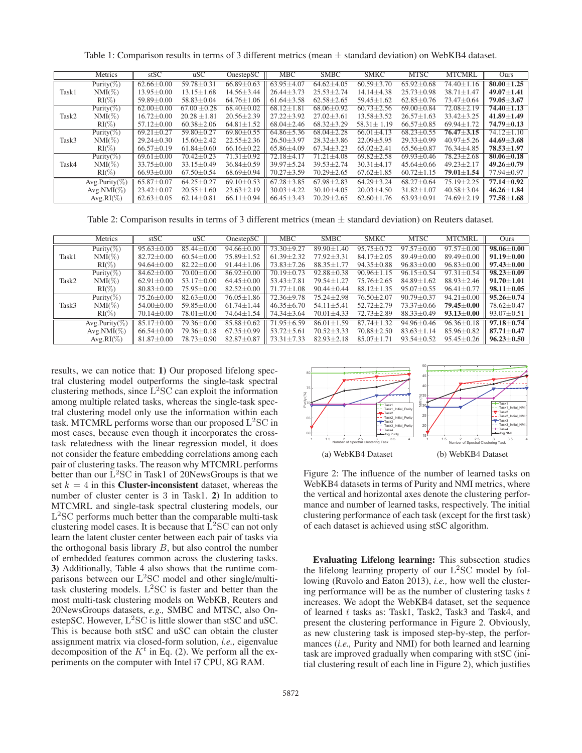Table 1: Comparison results in terms of 3 different metrics (mean ± standard deviation) on WebKB4 dataset.

| | Metrics | stSC | uSC | OnestepSC | MBC | SMBC | SMKC | MTSC | MTCMRL | Ours |
|---|---|---|---|---|---|---|---|---|---|---|
| Task1 | Purity(%) | 62.66±0.00 | 59.78±0.31 | 66.89±0.63 | 63.95±4.07 | 64.62±4.05 | 60.59±3.70 | 65.92±0.68 | 74.40±1.16 | **80.00±1.25** |
| | NMI(%) | 13.95±0.00 | 13.15±1.68 | 14.56±3.44 | 26.44±3.73 | 25.53±2.74 | 14.14±4.38 | 25.73±0.98 | 38.71±1.47 | **49.07±1.41** |
| | RI(%) | 59.89±0.00 | 58.83±0.04 | 64.76±1.06 | 61.64±3.58 | 62.58±2.65 | 59.45±1.62 | 62.85±0.76 | 73.47±0.64 | **79.05±3.67** |
| Task2 | Purity(%) | 62.00±0.00 | 67.00 ±0.28 | 68.40±0.02 | 68.12±1.81 | 68.06±0.92 | 60.73±2.56 | 69.00±0.84 | 72.08±2.19 | **74.40±1.13** |
| | NMI(%) | 16.72±0.00 | 20.28 ±1.81 | 20.56±2.39 | 27.22±3.92 | 27.02±3.61 | 13.58±3.52 | 26.57±1.63 | 33.42±3.25 | **41.89±1.49** |
| | RI(%) | 57.12±0.00 | 60.38±2.06 | 64.81±1.52 | 68.04±2.46 | 68.32±3.29 | 58.31± 1.19 | 66.57±0.85 | 69.94±1.72 | **74.79±0.13** |
| Task3 | Purity(%) | 69.21±0.27 | 59.80±0.27 | 69.80±0.55 | 64.86±5.36 | 68.04±2.28 | 66.01±4.13 | 68.23±0.55 | **76.47±3.15** | 74.12±1.10 |
| | NMI(%) | 29.24±0.30 | 15.60±2.42 | 22.55±2.36 | 26.50±3.97 | 28.32±3.86 | 22.09±5.95 | 29.33±0.99 | 40.97±5.26 | **44.69±3.68** |
| | RI(%) | 66.57±0.19 | 61.84±0.60 | 66.16±0.22 | 65.86±4.09 | 67.34±3.23 | 65.02±2.41 | 65.56±0.87 | 76.34±4.85 | **78.53±1.97** |
| Task4 | Purity(%) | 69.61±0.00 | 70.42±0.23 | 71.31±0.92 | 72.18±4.17 | 71.21±4.08 | 69.82±2.58 | 69.93±0.46 | 78.23±2.68 | **80.06±0.18** |
| | NMI(%) | 33.75±0.00 | 33.15±0.49 | 36.84±0.59 | 39.97±5.24 | 39.53±2.74 | 30.31±4.17 | 45.64±0.66 | 49.23±2.17 | **49.26±0.79** |
| | RI(%) | 66.93±0.00 | 67.50±0.54 | 68.69±0.94 | 70.27±3.59 | 70.29±2.65 | 67.62±1.85 | 60.72±1.15 | **79.01±1.54** | 77.94±0.97 |
| | Avg.Purity(%) | 65.87±0.07 | 64.25±0.27 | 69.10±0.53 | 67.28±3.85 | 67.98±2.83 | 64.29±3.24 | 68.27±0.64 | 75.19±2.25 | **77.14±0.92** |
| | Avg.NMI(%) | 23.42±0.07 | 20.55±1.60 | 23.63±2.19 | 30.03±4.22 | 30.10±4.05 | 20.03±4.50 | 31.82±1.07 | 40.58±3.04 | **46.26±1.84** |
| | Avg.RI(%) | 62.63±0.05 | 62.14±0.81 | 66.11±0.94 | 66.45±3.43 | 70.29±2.65 | 62.60±1.76 | 63.93±0.91 | 74.69±2.19 | **77.58±1.68** |

Table 2: Comparison results in terms of 3 different metrics (mean ± standard deviation) on Reuters dataset.

| | Metrics | stSC | uSC | OnestepSC | MBC | SMBC | SMKC | MTSC | MTCMRL | Ours |
|---|---|---|---|---|---|---|---|---|---|---|
| Task1 | Purity(%) | 95.63±0.00 | 85.44±0.00 | 94.66±0.00 | 73.30±9.27 | 89.90±1.40 | 95.75±0.72 | 97.57±0.00 | 97.57±0.00 | **98.06±0.00** |
| | NMI(%) | 82.72±0.00 | 60.54±0.00 | 75.89±1.52 | 61.39±2.32 | 77.92±3.31 | 84.17±2.05 | 89.49±0.00 | 89.49±0.00 | **91.19±0.00** |
| | RI(%) | 94.64±0.00 | 82.22±0.00 | 91.44±1.06 | 73.83±7.26 | 88.35±1.77 | 94.35±0.88 | 96.83±0.00 | 96.83±0.00 | **97.43±0.00** |
| Task2 | Purity(%) | 84.62±0.00 | 70.00±0.00 | 86.92±0.00 | 70.19±0.73 | 92.88±0.38 | 90.96±1.15 | 96.15±0.54 | 97.31±0.54 | **98.23±0.09** |
| | NMI(%) | 62.91±0.00 | 53.17±0.00 | 64.45±0.00 | 53.43±7.81 | 79.54±1.27 | 75.76±2.65 | 84.89±1.62 | 88.93±2.46 | **91.70±1.01** |
| | RI(%) | 80.83±0.00 | 75.95±0.00 | 82.52±0.00 | 71.77±1.08 | 90.44±0.44 | 88.12±1.35 | 95.07±0.55 | 96.41±0.77 | **98.11±0.05** |
| Task3 | Purity(%) | 75.26±0.00 | 82.63±0.00 | 76.05±1.86 | 72.36±9.78 | 75.24±2.98 | 76.50±2.07 | 90.79±0.37 | 94.21±0.00 | **95.26±0.74** |
| | NMI(%) | 54.00±0.00 | 59.85±0.00 | 61.74±1.44 | 46.35±6.70 | 54.11±5.41 | 52.72±2.79 | 73.37±0.66 | **79.45±0.00** | 78.62±0.47 |
| | RI(%) | 70.14±0.00 | 78.01±0.00 | 74.64±1.54 | 74.34±3.64 | 70.01±4.33 | 72.73±2.89 | 88.33±0.49 | **93.13±0.00** | 93.07±0.51 |
| | Avg.Purity(%) | 85.17±0.00 | 79.36±0.00 | 85.88±0.62 | 71.95±6.59 | 86.01±1.59 | 87.74±1.32 | 94.96±0.46 | 96.36±0.18 | **97.18±0.74** |
| | Avg.NMI(%) | 66.54±0.00 | 79.36±0.18 | 67.35±0.99 | 53.72±5.61 | 70.52±3.33 | 70.88±2.50 | 83.63±1.14 | 85.96±0.82 | **87.71±0.47** |
| | Avg.RI(%) | 81.87±0.00 | 78.73±0.90 | 82.87±0.87 | 73.31±7.33 | 82.93±2.18 | 85.07±1.71 | 93.54±0.52 | 95.45±0.26 | **96.23±0.50** |

results, we can notice that: **1)** Our proposed lifelong spectral clustering model outperforms the single-task spectral clustering methods, since $\mathrm{L}^2$SC can exploit the information among multiple related tasks, whereas the single-task spectral clustering model only use the information within each task. MTCMRL performs worse than our proposed $\mathrm{L}^2$SC in most cases, because even though it incorporates the cross-task relatedness with the linear regression model, it does not consider the feature embedding correlations among each pair of clustering tasks. The reason why MTCMRL performs better than our $\mathrm{L}^2$SC in Task1 of 20NewsGroups is that we set $k = 4$ in this **Cluster-inconsistent** dataset, whereas the number of cluster center is 3 in Task1. **2)** In addition to MTCMRL and single-task spectral clustering models, our $\mathrm{L}^2$SC performs much better than the comparable multi-task clustering model cases. It is because that $\mathrm{L}^2$SC can not only learn the latent cluster center between each pair of tasks via the orthogonal basis library $B$, but also control the number of embedded features common across the clustering tasks. **3)** Additionally, Table 4 also shows that the runtime comparisons between our $\mathrm{L}^2$SC model and other single/multi-task clustering models. $\mathrm{L}^2$SC is faster and better than the most multi-task clustering models on WebKB, Reuters and 20NewsGroups datasets, *e.g.,* SMBC and MTSC, also OnestepSC. However, $\mathrm{L}^2$SC is little slower than stSC and uSC. This is because both stSC and uSC can obtain the cluster assignment matrix via closed-form solution, *i.e.,* eigenvalue decomposition of the $K^t$ in Eq. (2). We perform all the experiments on the computer with Intel i7 CPU, 8G RAM.

(a) WebKB4 Dataset (b) WebKB4 Dataset

Figure 2: The influence of the number of learned tasks on WebKB4 datasets in terms of Purity and NMI metrics, where the vertical and horizontal axes denote the clustering performance and number of learned tasks, respectively. The initial clustering performance of each task (except for the first task) of each dataset is achieved using stSC algorithm.

**Evaluating Lifelong learning:** This subsection studies the lifelong learning property of our $\mathrm{L}^2$SC model by following (Ruvolo and Eaton 2013), *i.e.,* how well the clustering performance will be as the number of clustering tasks $t$ increases. We adopt the WebKB4 dataset, set the sequence of learned $t$ tasks as: Task1, Task2, Task3 and Task4, and present the clustering performance in Figure 2. Obviously, as new clustering task is imposed step-by-step, the performances (*i.e.,* Purity and NMI) for both learned and learning task are improved gradually when comparing with stSC (initial clustering result of each line in Figure 2), which justifies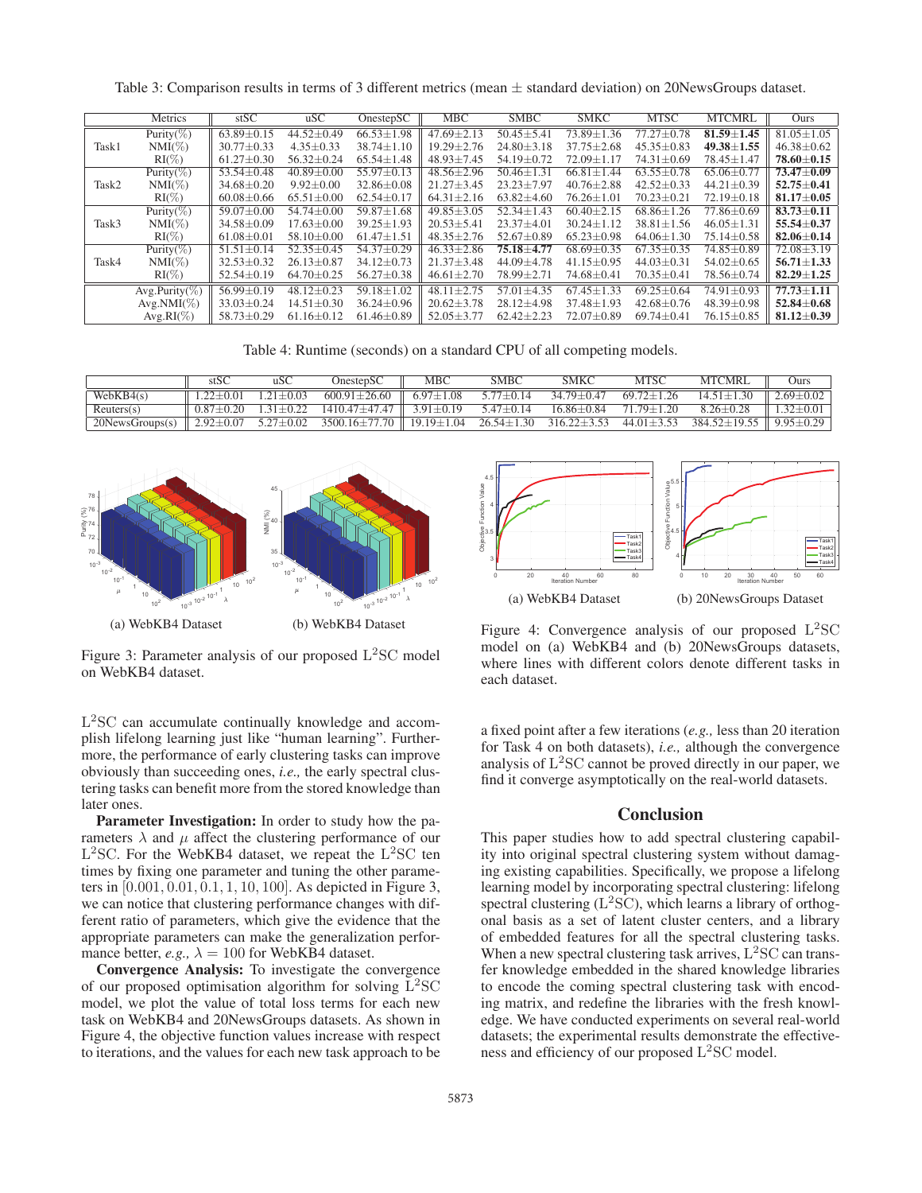Table 3: Comparison results in terms of 3 different metrics (mean ± standard deviation) on 20NewsGroups dataset.

| | Metrics | stSC | uSC | OnestepSC | MBC | SMBC | SMKC | MTSC | MTCMRL | Ours |
|---|---|---|---|---|---|---|---|---|---|---|
| Task1 | Purity(%) | 63.89±0.15 | 44.52±0.49 | 66.53±1.98 | 47.69±2.13 | 50.45±5.41 | 73.89±1.36 | 77.27±0.78 | **81.59±1.45** | 81.05±1.05 |
| | NMI(%) | 30.77±0.33 | 4.35±0.33 | 38.74±1.10 | 19.29±2.76 | 24.80±3.18 | 37.75±2.68 | 45.35±0.83 | **49.38±1.55** | 46.38±0.62 |
| | RI(%) | 61.27±0.30 | 56.32±0.24 | 65.54±1.48 | 48.93±7.45 | 54.19±0.72 | 72.09±1.17 | 74.31±0.69 | 78.45±1.47 | **78.60±0.15** |
| Task2 | Purity(%) | 53.54±0.48 | 40.89±0.00 | 55.97±0.13 | 48.56±2.96 | 50.46±1.31 | 66.81±1.44 | 63.55±0.78 | 65.06±0.77 | **73.47±0.09** |
| | NMI(%) | 34.68±0.20 | 9.92±0.00 | 32.86±0.08 | 21.27±3.45 | 23.23±7.97 | 40.76±2.88 | 42.52±0.33 | 44.21±0.39 | **52.75±0.41** |
| | RI(%) | 60.08±0.66 | 65.51±0.00 | 62.54±0.17 | 64.31±2.16 | 63.82±4.60 | 76.26±1.01 | 70.23±0.21 | 72.19±0.18 | **81.17±0.05** |
| Task3 | Purity(%) | 59.07±0.00 | 54.74±0.00 | 59.87±1.68 | 49.85±3.05 | 52.34±1.43 | 60.40±2.15 | 68.86±1.26 | 77.86±0.69 | **83.73±0.11** |
| | NMI(%) | 34.58±0.09 | 17.63±0.00 | 39.25±1.93 | 20.53±5.41 | 23.37±4.01 | 30.24±1.12 | 38.81±1.56 | 46.05±1.31 | **55.54±0.37** |
| | RI(%) | 61.08±0.01 | 58.10±0.00 | 61.47±1.51 | 48.35±2.76 | 52.67±0.89 | 65.23±0.98 | 64.06±1.30 | 75.14±0.58 | **82.06±0.14** |
| Task4 | Purity(%) | 51.51±0.14 | 52.35±0.45 | 54.37±0.29 | 46.33±2.86 | **75.18±4.77** | 68.69±0.35 | 67.35±0.35 | 74.85±0.89 | 72.08±3.19 |
| | NMI(%) | 32.53±0.32 | 26.13±0.87 | 34.12±0.73 | 21.37±3.48 | 44.09±4.78 | 41.15±0.95 | 44.03±0.31 | 54.02±0.65 | **56.71±1.33** |
| | RI(%) | 52.54±0.19 | 64.70±0.25 | 56.27±0.38 | 46.61±2.70 | 78.99±2.71 | 74.68±0.41 | 70.35±0.41 | 78.56±0.74 | **82.29±1.25** |
| | Avg.Purity(%) | 56.99±0.19 | 48.12±0.23 | 59.18±1.02 | 48.11±2.75 | 57.01±4.35 | 67.45±1.33 | 69.25±0.64 | 74.91±0.93 | **77.73±1.11** |
| | Avg.NMI(%) | 33.03±0.24 | 14.51±0.30 | 36.24±0.96 | 20.62±3.78 | 28.12±4.98 | 37.48±1.93 | 42.68±0.76 | 48.39±0.98 | **52.84±0.68** |
| | Avg.RI(%) | 58.73±0.29 | 61.16±0.12 | 61.46±0.89 | 52.05±3.77 | 62.42±2.23 | 72.07±0.89 | 69.74±0.41 | 76.15±0.85 | **81.12±0.39** |

Table 4: Runtime (seconds) on a standard CPU of all competing models.

| | stSC | uSC | OnestepSC | MBC | SMBC | SMKC | MTSC | MTCMRL | Ours |
|---|---|---|---|---|---|---|---|---|---|
| WebKB4(s) | 1.22±0.01 | 1.21±0.03 | 600.91±26.60 | 6.97±1.08 | 5.77±0.14 | 34.79±0.47 | 69.72±1.26 | 14.51±1.30 | 2.69±0.02 |
| Reuters(s) | 0.87±0.20 | 1.31±0.22 | 1410.47±47.47 | 3.91±0.19 | 5.47±0.14 | 16.86±0.84 | 71.79±1.20 | 8.26±0.28 | 1.32±0.01 |
| 20NewsGroups(s) | 2.92±0.07 | 5.27±0.02 | 3500.16±77.70 | 19.19±1.04 | 26.54±1.30 | 316.22±3.53 | 44.01±3.53 | 384.52±19.55 | 9.95±0.29 |

(a) WebKB4 Dataset (b) WebKB4 Dataset

Figure 3: Parameter analysis of our proposed L$^2$SC model on WebKB4 dataset.

L$^2$SC can accumulate continually knowledge and accomplish lifelong learning just like "human learning". Furthermore, the performance of early clustering tasks can improve obviously than succeeding ones, *i.e.,* the early spectral clustering tasks can benefit more from the stored knowledge than later ones.

**Parameter Investigation:** In order to study how the parameters $\lambda$ and $\mu$ affect the clustering performance of our L$^2$SC. For the WebKB4 dataset, we repeat the L$^2$SC ten times by fixing one parameter and tuning the other parameters in $[0.001, 0.01, 0.1, 1, 10, 100]$. As depicted in Figure 3, we can notice that clustering performance changes with different ratio of parameters, which give the evidence that the appropriate parameters can make the generalization performance better, *e.g.,* $\lambda = 100$ for WebKB4 dataset.

**Convergence Analysis:** To investigate the convergence of our proposed optimisation algorithm for solving L$^2$SC model, we plot the value of total loss terms for each new task on WebKB4 and 20NewsGroups datasets. As shown in Figure 4, the objective function values increase with respect to iterations, and the values for each new task approach to be a fixed point after a few iterations (*e.g.,* less than 20 iteration for Task 4 on both datasets), *i.e.,* although the convergence analysis of L$^2$SC cannot be proved directly in our paper, we find it converge asymptotically on the real-world datasets.

(a) WebKB4 Dataset (b) 20NewsGroups Dataset

Figure 4: Convergence analysis of our proposed L$^2$SC model on (a) WebKB4 and (b) 20NewsGroups datasets, where lines with different colors denote different tasks in each dataset.

## Conclusion

This paper studies how to add spectral clustering capability into original spectral clustering system without damaging existing capabilities. Specifically, we propose a lifelong learning model by incorporating spectral clustering: lifelong spectral clustering (L$^2$SC), which learns a library of orthogonal basis as a set of latent cluster centers, and a library of embedded features for all the spectral clustering tasks. When a new spectral clustering task arrives, L$^2$SC can transfer knowledge embedded in the shared knowledge libraries to encode the coming spectral clustering task with encoding matrix, and redefine the libraries with the fresh knowledge. We have conducted experiments on several real-world datasets; the experimental results demonstrate the effectiveness and efficiency of our proposed L$^2$SC model.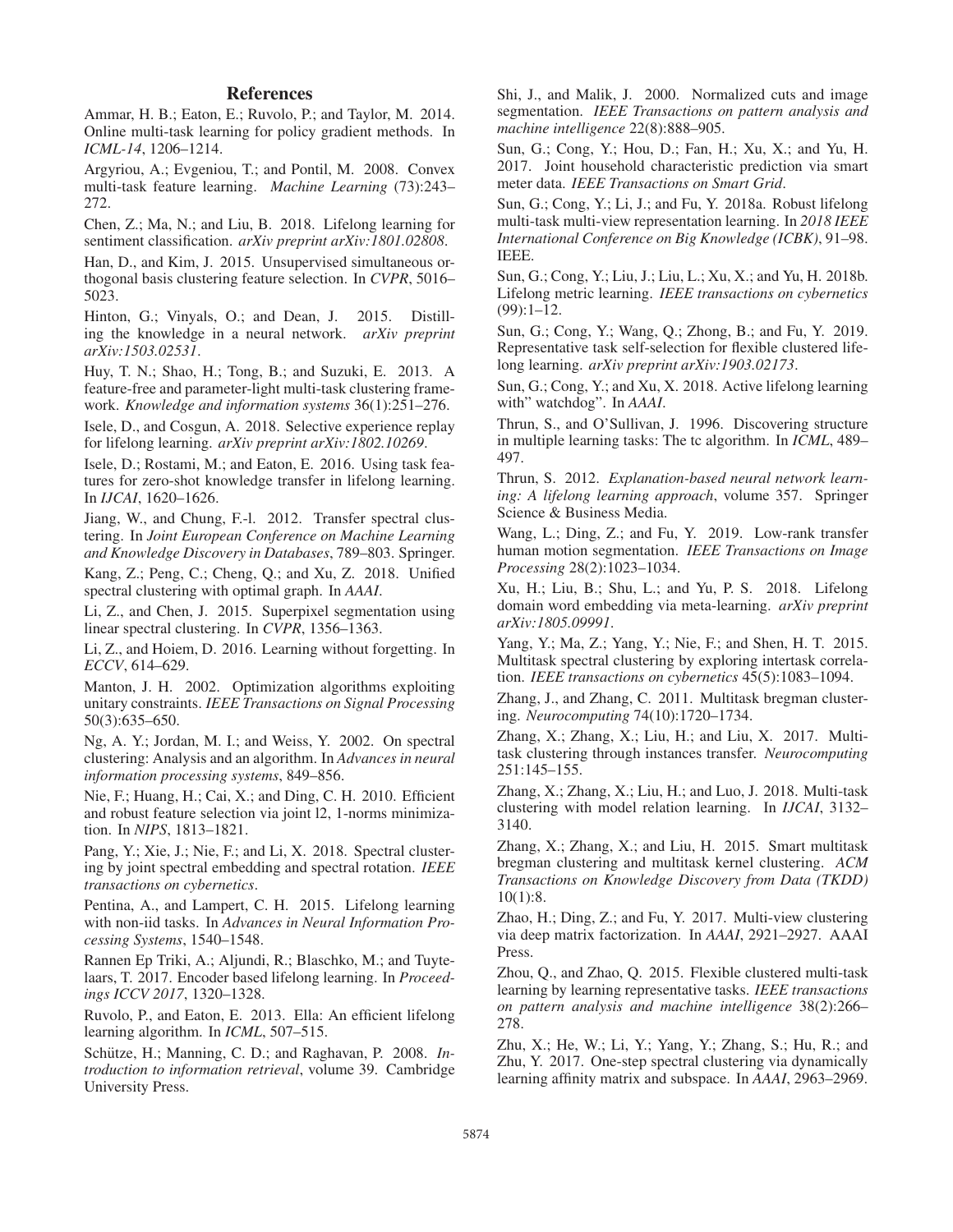## References

Ammar, H. B.; Eaton, E.; Ruvolo, P.; and Taylor, M. 2014. Online multi-task learning for policy gradient methods. In *ICML-14*, 1206–1214.

Argyriou, A.; Evgeniou, T.; and Pontil, M. 2008. Convex multi-task feature learning. *Machine Learning* (73):243–272.

Chen, Z.; Ma, N.; and Liu, B. 2018. Lifelong learning for sentiment classification. *arXiv preprint arXiv:1801.02808*.

Han, D., and Kim, J. 2015. Unsupervised simultaneous orthogonal basis clustering feature selection. In *CVPR*, 5016–5023.

Hinton, G.; Vinyals, O.; and Dean, J. 2015. Distilling the knowledge in a neural network. *arXiv preprint arXiv:1503.02531*.

Huy, T. N.; Shao, H.; Tong, B.; and Suzuki, E. 2013. A feature-free and parameter-light multi-task clustering framework. *Knowledge and information systems* 36(1):251–276.

Isele, D., and Cosgun, A. 2018. Selective experience replay for lifelong learning. *arXiv preprint arXiv:1802.10269*.

Isele, D.; Rostami, M.; and Eaton, E. 2016. Using task features for zero-shot knowledge transfer in lifelong learning. In *IJCAI*, 1620–1626.

Jiang, W., and Chung, F.-l. 2012. Transfer spectral clustering. In *Joint European Conference on Machine Learning and Knowledge Discovery in Databases*, 789–803. Springer.

Kang, Z.; Peng, C.; Cheng, Q.; and Xu, Z. 2018. Unified spectral clustering with optimal graph. In *AAAI*.

Li, Z., and Chen, J. 2015. Superpixel segmentation using linear spectral clustering. In *CVPR*, 1356–1363.

Li, Z., and Hoiem, D. 2016. Learning without forgetting. In *ECCV*, 614–629.

Manton, J. H. 2002. Optimization algorithms exploiting unitary constraints. *IEEE Transactions on Signal Processing* 50(3):635–650.

Ng, A. Y.; Jordan, M. I.; and Weiss, Y. 2002. On spectral clustering: Analysis and an algorithm. In *Advances in neural information processing systems*, 849–856.

Nie, F.; Huang, H.; Cai, X.; and Ding, C. H. 2010. Efficient and robust feature selection via joint l2, 1-norms minimization. In *NIPS*, 1813–1821.

Pang, Y.; Xie, J.; Nie, F.; and Li, X. 2018. Spectral clustering by joint spectral embedding and spectral rotation. *IEEE transactions on cybernetics*.

Pentina, A., and Lampert, C. H. 2015. Lifelong learning with non-iid tasks. In *Advances in Neural Information Processing Systems*, 1540–1548.

Rannen Ep Triki, A.; Aljundi, R.; Blaschko, M.; and Tuytelaars, T. 2017. Encoder based lifelong learning. In *Proceedings ICCV 2017*, 1320–1328.

Ruvolo, P., and Eaton, E. 2013. Ella: An efficient lifelong learning algorithm. In *ICML*, 507–515.

Schütze, H.; Manning, C. D.; and Raghavan, P. 2008. *Introduction to information retrieval*, volume 39. Cambridge University Press.

Shi, J., and Malik, J. 2000. Normalized cuts and image segmentation. *IEEE Transactions on pattern analysis and machine intelligence* 22(8):888–905.

Sun, G.; Cong, Y.; Hou, D.; Fan, H.; Xu, X.; and Yu, H. 2017. Joint household characteristic prediction via smart meter data. *IEEE Transactions on Smart Grid*.

Sun, G.; Cong, Y.; Li, J.; and Fu, Y. 2018a. Robust lifelong multi-task multi-view representation learning. In *2018 IEEE International Conference on Big Knowledge (ICBK)*, 91–98. IEEE.

Sun, G.; Cong, Y.; Liu, J.; Liu, L.; Xu, X.; and Yu, H. 2018b. Lifelong metric learning. *IEEE transactions on cybernetics* (99):1–12.

Sun, G.; Cong, Y.; Wang, Q.; Zhong, B.; and Fu, Y. 2019. Representative task self-selection for flexible clustered lifelong learning. *arXiv preprint arXiv:1903.02173*.

Sun, G.; Cong, Y.; and Xu, X. 2018. Active lifelong learning with" watchdog". In *AAAI*.

Thrun, S., and O'Sullivan, J. 1996. Discovering structure in multiple learning tasks: The tc algorithm. In *ICML*, 489–497.

Thrun, S. 2012. *Explanation-based neural network learning: A lifelong learning approach*, volume 357. Springer Science & Business Media.

Wang, L.; Ding, Z.; and Fu, Y. 2019. Low-rank transfer human motion segmentation. *IEEE Transactions on Image Processing* 28(2):1023–1034.

Xu, H.; Liu, B.; Shu, L.; and Yu, P. S. 2018. Lifelong domain word embedding via meta-learning. *arXiv preprint arXiv:1805.09991*.

Yang, Y.; Ma, Z.; Yang, Y.; Nie, F.; and Shen, H. T. 2015. Multitask spectral clustering by exploring intertask correlation. *IEEE transactions on cybernetics* 45(5):1083–1094.

Zhang, J., and Zhang, C. 2011. Multitask bregman clustering. *Neurocomputing* 74(10):1720–1734.

Zhang, X.; Zhang, X.; Liu, H.; and Liu, X. 2017. Multitask clustering through instances transfer. *Neurocomputing* 251:145–155.

Zhang, X.; Zhang, X.; Liu, H.; and Luo, J. 2018. Multi-task clustering with model relation learning. In *IJCAI*, 3132–3140.

Zhang, X.; Zhang, X.; and Liu, H. 2015. Smart multitask bregman clustering and multitask kernel clustering. *ACM Transactions on Knowledge Discovery from Data (TKDD)* 10(1):8.

Zhao, H.; Ding, Z.; and Fu, Y. 2017. Multi-view clustering via deep matrix factorization. In *AAAI*, 2921–2927. AAAI Press.

Zhou, Q., and Zhao, Q. 2015. Flexible clustered multi-task learning by learning representative tasks. *IEEE transactions on pattern analysis and machine intelligence* 38(2):266–278.

Zhu, X.; He, W.; Li, Y.; Yang, Y.; Zhang, S.; Hu, R.; and Zhu, Y. 2017. One-step spectral clustering via dynamically learning affinity matrix and subspace. In *AAAI*, 2963–2969.